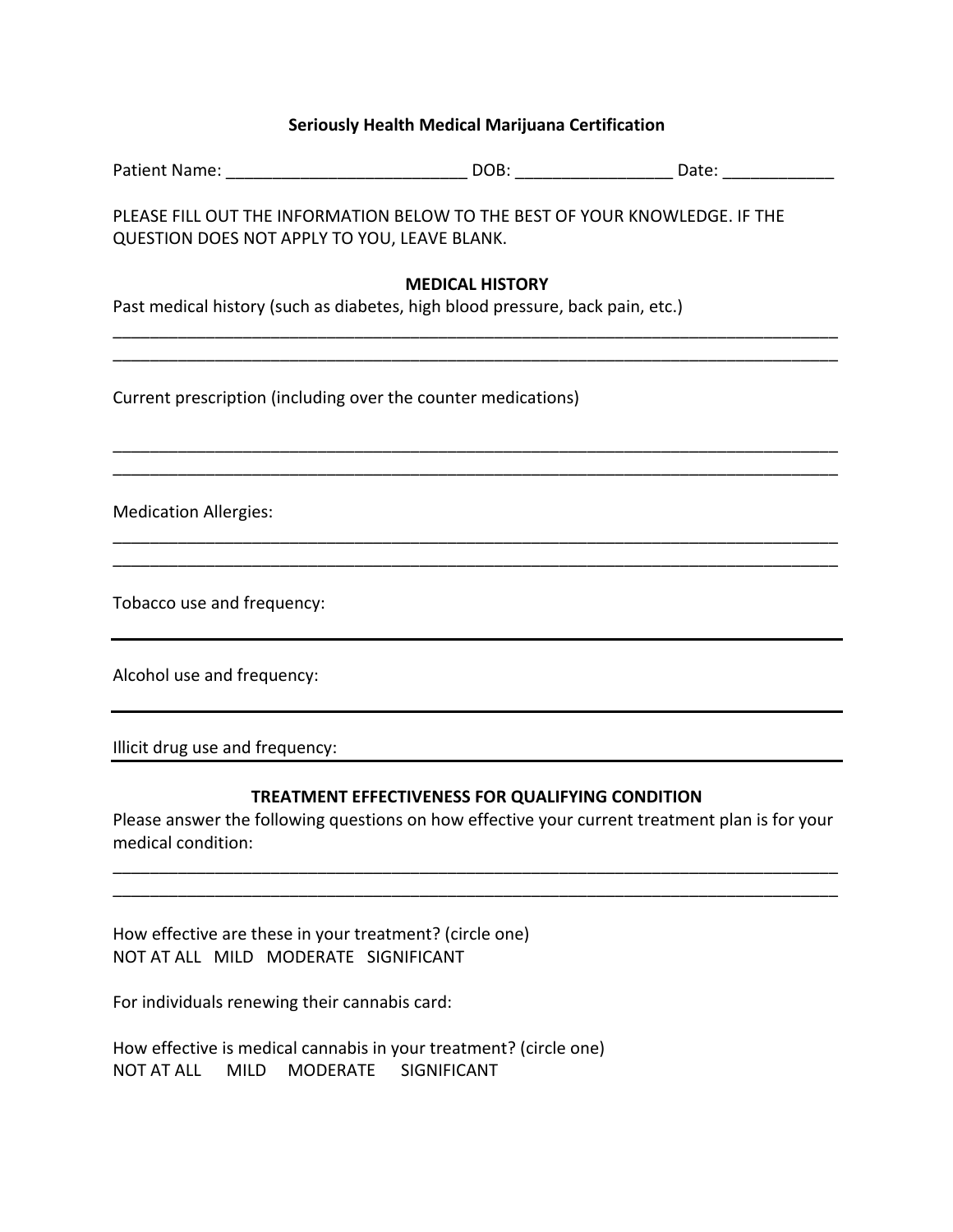## Seriously Health Medical Marijuana Certification

Patient Name: __________________________ DOB: ________________ Date: ____________

PLEASE FILL OUT THE INFORMATION BELOW TO THE BEST OF YOUR KNOWLEDGE. IF THE QUESTION DOES NOT APPLY TO YOU, LEAVE BLANK.

### MEDICAL HISTORY

Past medical history (such as diabetes, high blood pressure, back pain, etc.)

_______________________________________________________________________________

_______________________________________________________________________________

Current prescription (including over the counter medications)

_______________________________________________________________________________

_______________________________________________________________________________

Medication Allergies:

_______________________________________________________________________________

_______________________________________________________________________________

Tobacco use and frequency:

_______________________________________________________________________________

Alcohol use and frequency:

_______________________________________________________________________________

Illicit drug use and frequency: _______________________________________________

### TREATMENT EFFECTIVENESS FOR QUALIFYING CONDITION

Please answer the following questions on how effective your current treatment plan is for your medical condition:

_______________________________________________________________________________

_______________________________________________________________________________

How effective are these in your treatment? (circle one)
NOT AT ALL MILD MODERATE SIGNIFICANT

For individuals renewing their cannabis card:

How effective is medical cannabis in your treatment? (circle one)
NOT AT ALL MILD MODERATE SIGNIFICANT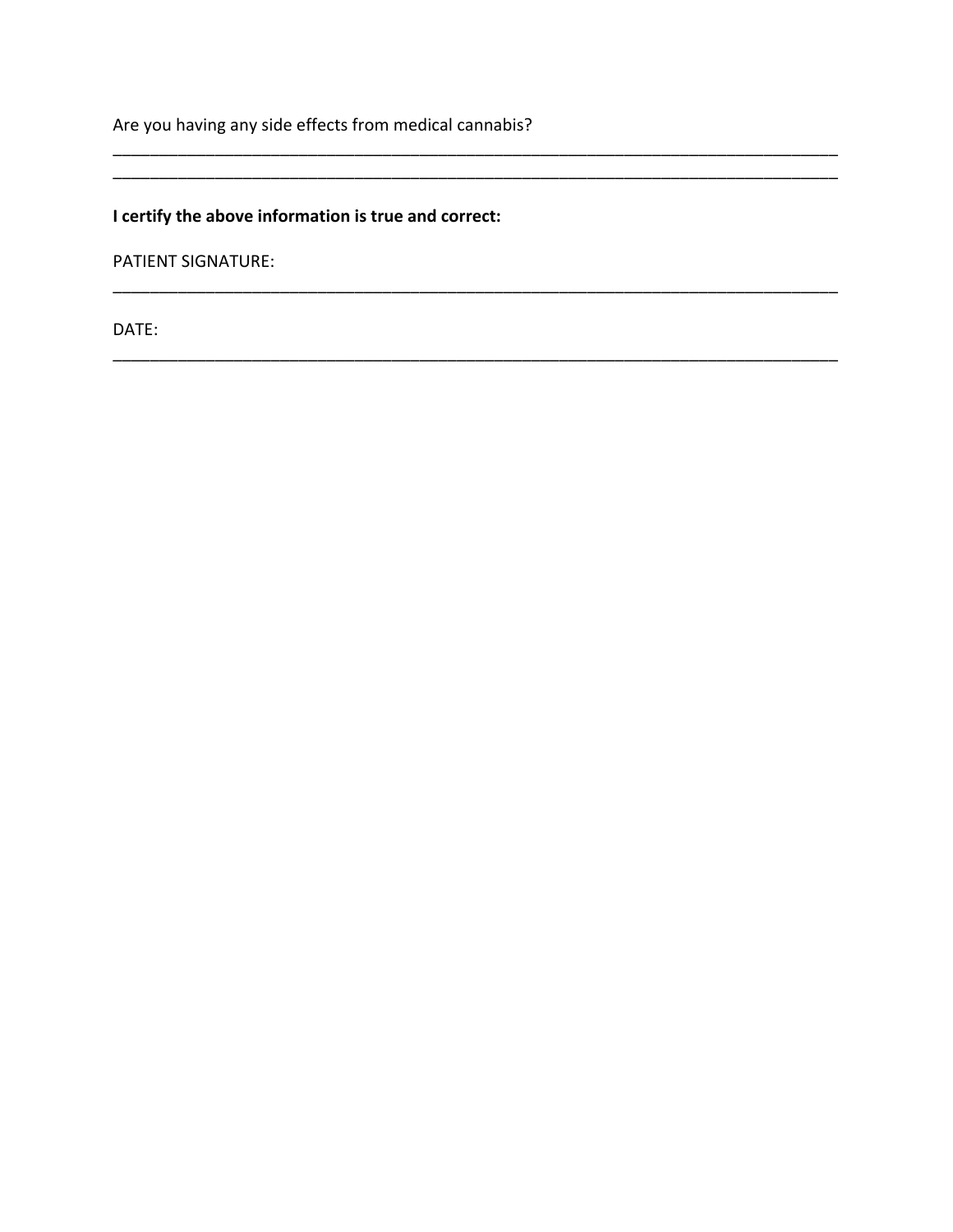Are you having any side effects from medical cannabis?

_______________________________________________________________________________
_______________________________________________________________________________

**I certify the above information is true and correct:**

PATIENT SIGNATURE:

_______________________________________________________________________________

DATE:

_______________________________________________________________________________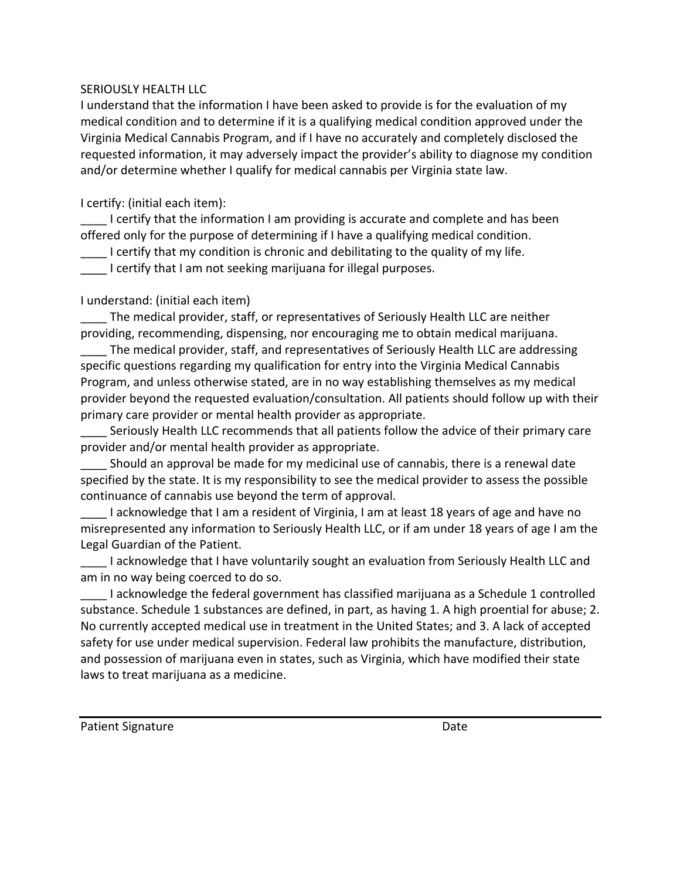SERIOUSLY HEALTH LLC

I understand that the information I have been asked to provide is for the evaluation of my medical condition and to determine if it is a qualifying medical condition approved under the Virginia Medical Cannabis Program, and if I have no accurately and completely disclosed the requested information, it may adversely impact the provider's ability to diagnose my condition and/or determine whether I qualify for medical cannabis per Virginia state law.

I certify: (initial each item):

____ I certify that the information I am providing is accurate and complete and has been offered only for the purpose of determining if I have a qualifying medical condition.

____ I certify that my condition is chronic and debilitating to the quality of my life.

____ I certify that I am not seeking marijuana for illegal purposes.

I understand: (initial each item)

____ The medical provider, staff, or representatives of Seriously Health LLC are neither providing, recommending, dispensing, nor encouraging me to obtain medical marijuana.

____ The medical provider, staff, and representatives of Seriously Health LLC are addressing specific questions regarding my qualification for entry into the Virginia Medical Cannabis Program, and unless otherwise stated, are in no way establishing themselves as my medical provider beyond the requested evaluation/consultation. All patients should follow up with their primary care provider or mental health provider as appropriate.

____ Seriously Health LLC recommends that all patients follow the advice of their primary care provider and/or mental health provider as appropriate.

____ Should an approval be made for my medicinal use of cannabis, there is a renewal date specified by the state. It is my responsibility to see the medical provider to assess the possible continuance of cannabis use beyond the term of approval.

____ I acknowledge that I am a resident of Virginia, I am at least 18 years of age and have no misrepresented any information to Seriously Health LLC, or if am under 18 years of age I am the Legal Guardian of the Patient.

____ I acknowledge that I have voluntarily sought an evaluation from Seriously Health LLC and am in no way being coerced to do so.

____ I acknowledge the federal government has classified marijuana as a Schedule 1 controlled substance. Schedule 1 substances are defined, in part, as having 1. A high proential for abuse; 2. No currently accepted medical use in treatment in the United States; and 3. A lack of accepted safety for use under medical supervision. Federal law prohibits the manufacture, distribution, and possession of marijuana even in states, such as Virginia, which have modified their state laws to treat marijuana as a medicine.

Patient Signature Date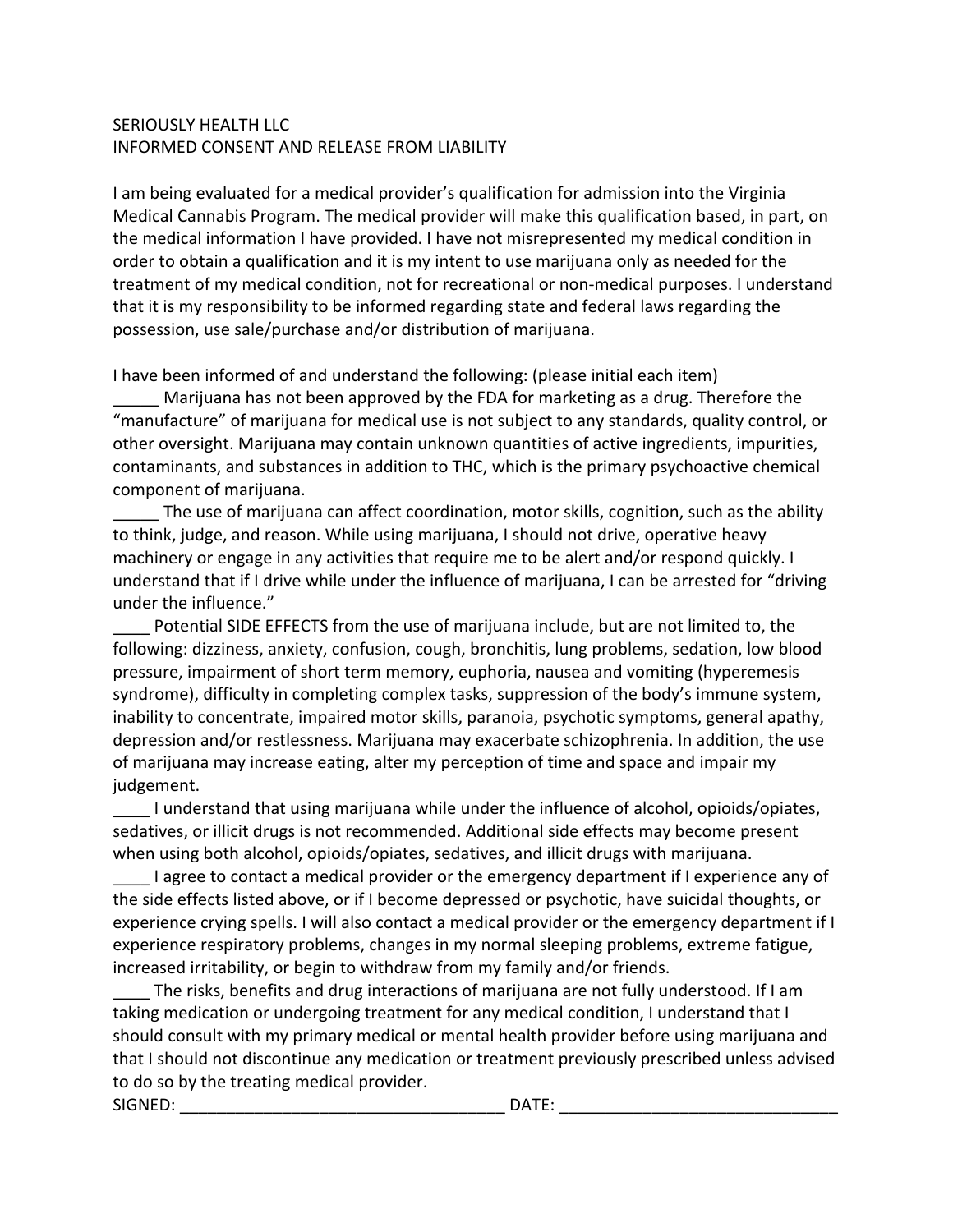SERIOUSLY HEALTH LLC
INFORMED CONSENT AND RELEASE FROM LIABILITY

I am being evaluated for a medical provider's qualification for admission into the Virginia Medical Cannabis Program. The medical provider will make this qualification based, in part, on the medical information I have provided. I have not misrepresented my medical condition in order to obtain a qualification and it is my intent to use marijuana only as needed for the treatment of my medical condition, not for recreational or non-medical purposes. I understand that it is my responsibility to be informed regarding state and federal laws regarding the possession, use sale/purchase and/or distribution of marijuana.

I have been informed of and understand the following: (please initial each item)

_____ Marijuana has not been approved by the FDA for marketing as a drug. Therefore the "manufacture" of marijuana for medical use is not subject to any standards, quality control, or other oversight. Marijuana may contain unknown quantities of active ingredients, impurities, contaminants, and substances in addition to THC, which is the primary psychoactive chemical component of marijuana.

_____ The use of marijuana can affect coordination, motor skills, cognition, such as the ability to think, judge, and reason. While using marijuana, I should not drive, operative heavy machinery or engage in any activities that require me to be alert and/or respond quickly. I understand that if I drive while under the influence of marijuana, I can be arrested for "driving under the influence."

____ Potential SIDE EFFECTS from the use of marijuana include, but are not limited to, the following: dizziness, anxiety, confusion, cough, bronchitis, lung problems, sedation, low blood pressure, impairment of short term memory, euphoria, nausea and vomiting (hyperemesis syndrome), difficulty in completing complex tasks, suppression of the body's immune system, inability to concentrate, impaired motor skills, paranoia, psychotic symptoms, general apathy, depression and/or restlessness. Marijuana may exacerbate schizophrenia. In addition, the use of marijuana may increase eating, alter my perception of time and space and impair my judgement.

____ I understand that using marijuana while under the influence of alcohol, opioids/opiates, sedatives, or illicit drugs is not recommended. Additional side effects may become present when using both alcohol, opioids/opiates, sedatives, and illicit drugs with marijuana.

____ I agree to contact a medical provider or the emergency department if I experience any of the side effects listed above, or if I become depressed or psychotic, have suicidal thoughts, or experience crying spells. I will also contact a medical provider or the emergency department if I experience respiratory problems, changes in my normal sleeping problems, extreme fatigue, increased irritability, or begin to withdraw from my family and/or friends.

____ The risks, benefits and drug interactions of marijuana are not fully understood. If I am taking medication or undergoing treatment for any medical condition, I understand that I should consult with my primary medical or mental health provider before using marijuana and that I should not discontinue any medication or treatment previously prescribed unless advised to do so by the treating medical provider.

SIGNED: ___________________________________ DATE: _____________________________